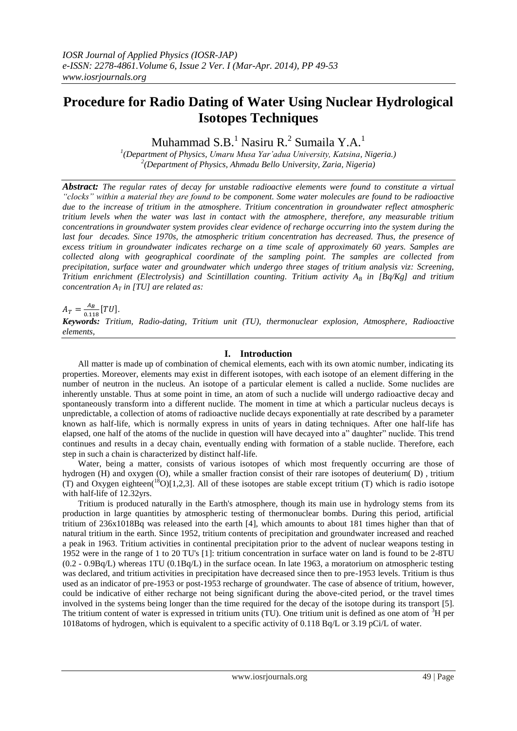*IOSR Journal of Applied Physics (IOSR-JAP)*
*e-ISSN: 2278-4861.Volume 6, Issue 2 Ver. I (Mar-Apr. 2014), PP 49-53*
*www.iosrjournals.org*

# Procedure for Radio Dating of Water Using Nuclear Hydrological Isotopes Techniques

Muhammad S.B.[1] Nasiru R.[2] Sumaila Y.A.[1]

[1]*(Department of Physics, Umaru Musa Yar'adua University, Katsina, Nigeria.)*
[2]*(Department of Physics, Ahmadu Bello University, Zaria, Nigeria)*

***Abstract:*** *The regular rates of decay for unstable radioactive elements were found to constitute a virtual "clocks" within a material they are found to be component. Some water molecules are found to be radioactive due to the increase of tritium in the atmosphere. Tritium concentration in groundwater reflect atmospheric tritium levels when the water was last in contact with the atmosphere, therefore, any measurable tritium concentrations in groundwater system provides clear evidence of recharge occurring into the system during the last four decades. Since 1970s, the atmospheric tritium concentration has decreased. Thus, the presence of excess tritium in groundwater indicates recharge on a time scale of approximately 60 years. Samples are collected along with geographical coordinate of the sampling point. The samples are collected from precipitation, surface water and groundwater which undergo three stages of tritium analysis viz: Screening, Tritium enrichment (Electrolysis) and Scintillation counting. Tritium activity $A_B$ in [Bq/Kg] and tritium concentration $A_T$ in [TU] are related as:*

$A_T = \frac{A_B}{0.118}[TU]$.

***Keywords:*** *Tritium, Radio-dating, Tritium unit (TU), thermonuclear explosion, Atmosphere, Radioactive elements,*

## I. Introduction

All matter is made up of combination of chemical elements, each with its own atomic number, indicating its properties. Moreover, elements may exist in different isotopes, with each isotope of an element differing in the number of neutron in the nucleus. An isotope of a particular element is called a nuclide. Some nuclides are inherently unstable. Thus at some point in time, an atom of such a nuclide will undergo radioactive decay and spontaneously transform into a different nuclide. The moment in time at which a particular nucleus decays is unpredictable, a collection of atoms of radioactive nuclide decays exponentially at rate described by a parameter known as half-life, which is normally express in units of years in dating techniques. After one half-life has elapsed, one half of the atoms of the nuclide in question will have decayed into a" daughter" nuclide. This trend continues and results in a decay chain, eventually ending with formation of a stable nuclide. Therefore, each step in such a chain is characterized by distinct half-life.

Water, being a matter, consists of various isotopes of which most frequently occurring are those of hydrogen (H) and oxygen (O), while a smaller fraction consist of their rare isotopes of deuterium( D) , tritium (T) and Oxygen eighteen($^{18}O$)[1,2,3]. All of these isotopes are stable except tritium (T) which is radio isotope with half-life of 12.32yrs.

Tritium is produced naturally in the Earth's atmosphere, though its main use in hydrology stems from its production in large quantities by atmospheric testing of thermonuclear bombs. During this period, artificial tritium of 236x1018Bq was released into the earth [4], which amounts to about 181 times higher than that of natural tritium in the earth. Since 1952, tritium contents of precipitation and groundwater increased and reached a peak in 1963. Tritium activities in continental precipitation prior to the advent of nuclear weapons testing in 1952 were in the range of 1 to 20 TU's [1]: tritium concentration in surface water on land is found to be 2-8TU (0.2 - 0.9Bq/L) whereas 1TU (0.1Bq/L) in the surface ocean. In late 1963, a moratorium on atmospheric testing was declared, and tritium activities in precipitation have decreased since then to pre-1953 levels. Tritium is thus used as an indicator of pre-1953 or post-1953 recharge of groundwater. The case of absence of tritium, however, could be indicative of either recharge not being significant during the above-cited period, or the travel times involved in the systems being longer than the time required for the decay of the isotope during its transport [5]. The tritium content of water is expressed in tritium units (TU). One tritium unit is defined as one atom of $^3H$ per 1018atoms of hydrogen, which is equivalent to a specific activity of 0.118 Bq/L or 3.19 pCi/L of water.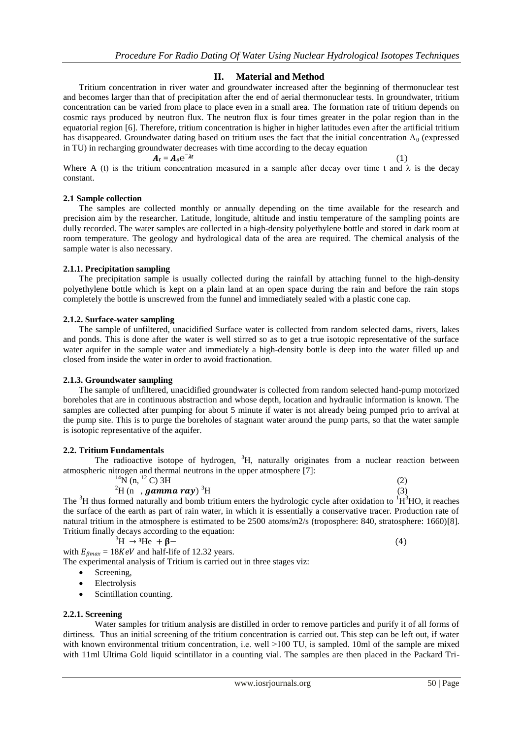## II. Material and Method

Tritium concentration in river water and groundwater increased after the beginning of thermonuclear test and becomes larger than that of precipitation after the end of aerial thermonuclear tests. In groundwater, tritium concentration can be varied from place to place even in a small area. The formation rate of tritium depends on cosmic rays produced by neutron flux. The neutron flux is four times greater in the polar region than in the equatorial region [6]. Therefore, tritium concentration is higher in higher latitudes even after the artificial tritium has disappeared. Groundwater dating based on tritium uses the fact that the initial concentration $A_0$ (expressed in TU) in recharging groundwater decreases with time according to the decay equation

$$A_t = A_o e^{-\lambda t} \quad (1)$$

Where A (t) is the tritium concentration measured in a sample after decay over time t and $\lambda$ is the decay constant.

### 2.1 Sample collection

The samples are collected monthly or annually depending on the time available for the research and precision aim by the researcher. Latitude, longitude, altitude and instiu temperature of the sampling points are dully recorded. The water samples are collected in a high-density polyethylene bottle and stored in dark room at room temperature. The geology and hydrological data of the area are required. The chemical analysis of the sample water is also necessary.

#### 2.1.1. Precipitation sampling

The precipitation sample is usually collected during the rainfall by attaching funnel to the high-density polyethylene bottle which is kept on a plain land at an open space during the rain and before the rain stops completely the bottle is unscrewed from the funnel and immediately sealed with a plastic cone cap.

#### 2.1.2. Surface-water sampling

The sample of unfiltered, unacidified Surface water is collected from random selected dams, rivers, lakes and ponds. This is done after the water is well stirred so as to get a true isotopic representative of the surface water aquifer in the sample water and immediately a high-density bottle is deep into the water filled up and closed from inside the water in order to avoid fractionation.

#### 2.1.3. Groundwater sampling

The sample of unfiltered, unacidified groundwater is collected from random selected hand-pump motorized boreholes that are in continuous abstraction and whose depth, location and hydraulic information is known. The samples are collected after pumping for about 5 minute if water is not already being pumped prio to arrival at the pump site. This is to purge the boreholes of stagnant water around the pump parts, so that the water sample is isotopic representative of the aquifer.

### 2.2. Tritium Fundamentals

The radioactive isotope of hydrogen, $^{3}H$, naturally originates from a nuclear reaction between atmospheric nitrogen and thermal neutrons in the upper atmosphere [7]:

$$^{14}N\ (n,\ ^{12}C)\ 3H \quad (2)$$

$$^{2}H\ (n\ ,\ \textit{gamma ray})\ ^{3}H \quad (3)$$

The $^{3}H$ thus formed naturally and bomb tritium enters the hydrologic cycle after oxidation to $^{1}H^{3}HO$, it reaches the surface of the earth as part of rain water, in which it is essentially a conservative tracer. Production rate of natural tritium in the atmosphere is estimated to be 2500 atoms/m2/s (troposphere: 840, stratosphere: 1660)[8]. Tritium finally decays according to the equation:

$$^{3}H \rightarrow {}^{3}He + \beta- \quad (4)$$

with $E_{\beta max} = 18KeV$ and half-life of 12.32 years.

The experimental analysis of Tritium is carried out in three stages viz:

- Screening,
- Electrolysis
- Scintillation counting.

#### 2.2.1. Screening

Water samples for tritium analysis are distilled in order to remove particles and purify it of all forms of dirtiness. Thus an initial screening of the tritium concentration is carried out. This step can be left out, if water with known environmental tritium concentration, i.e. well >100 TU, is sampled. 10ml of the sample are mixed with 11ml Ultima Gold liquid scintillator in a counting vial. The samples are then placed in the Packard Tri-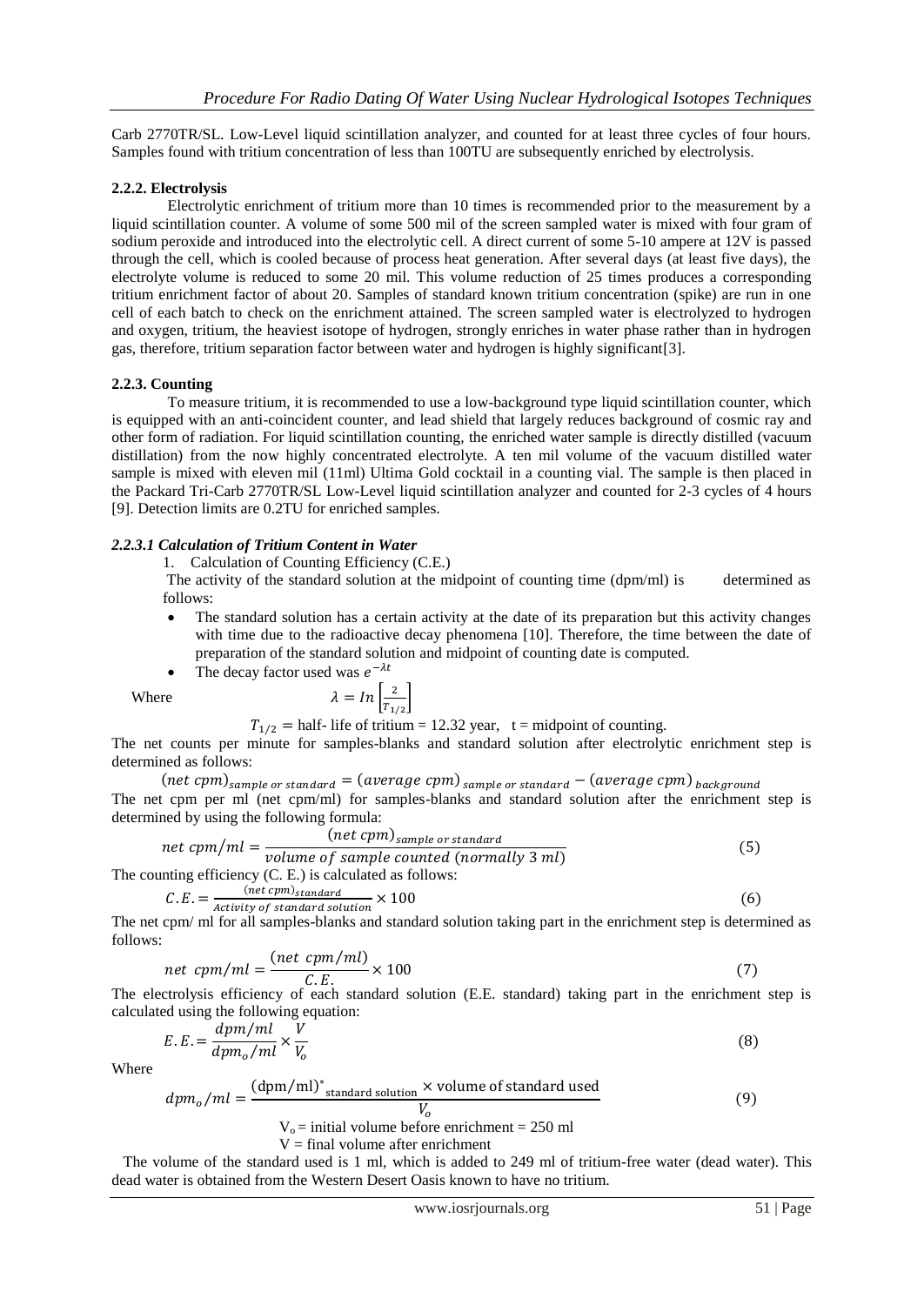Carb 2770TR/SL. Low-Level liquid scintillation analyzer, and counted for at least three cycles of four hours. Samples found with tritium concentration of less than 100TU are subsequently enriched by electrolysis.

#### 2.2.2. Electrolysis

Electrolytic enrichment of tritium more than 10 times is recommended prior to the measurement by a liquid scintillation counter. A volume of some 500 mil of the screen sampled water is mixed with four gram of sodium peroxide and introduced into the electrolytic cell. A direct current of some 5-10 ampere at 12V is passed through the cell, which is cooled because of process heat generation. After several days (at least five days), the electrolyte volume is reduced to some 20 mil. This volume reduction of 25 times produces a corresponding tritium enrichment factor of about 20. Samples of standard known tritium concentration (spike) are run in one cell of each batch to check on the enrichment attained. The screen sampled water is electrolyzed to hydrogen and oxygen, tritium, the heaviest isotope of hydrogen, strongly enriches in water phase rather than in hydrogen gas, therefore, tritium separation factor between water and hydrogen is highly significant[3].

#### 2.2.3. Counting

To measure tritium, it is recommended to use a low-background type liquid scintillation counter, which is equipped with an anti-coincident counter, and lead shield that largely reduces background of cosmic ray and other form of radiation. For liquid scintillation counting, the enriched water sample is directly distilled (vacuum distillation) from the now highly concentrated electrolyte. A ten mil volume of the vacuum distilled water sample is mixed with eleven mil (11ml) Ultima Gold cocktail in a counting vial. The sample is then placed in the Packard Tri-Carb 2770TR/SL Low-Level liquid scintillation analyzer and counted for 2-3 cycles of 4 hours [9]. Detection limits are 0.2TU for enriched samples.

##### *2.2.3.1 Calculation of Tritium Content in Water*

1. Calculation of Counting Efficiency (C.E.)

The activity of the standard solution at the midpoint of counting time (dpm/ml) is determined as follows:

- The standard solution has a certain activity at the date of its preparation but this activity changes with time due to the radioactive decay phenomena [10]. Therefore, the time between the date of preparation of the standard solution and midpoint of counting date is computed.
- The decay factor used was $e^{-\lambda t}$

Where $$\lambda = In\left[\frac{2}{T_{1/2}}\right]$$

$T_{1/2}$ = half- life of tritium = 12.32 year, t = midpoint of counting.

The net counts per minute for samples-blanks and standard solution after electrolytic enrichment step is determined as follows:

$$(net\ cpm)_{sample\ or\ standard} = (average\ cpm)_{sample\ or\ standard} - (average\ cpm)_{background}$$

The net cpm per ml (net cpm/ml) for samples-blanks and standard solution after the enrichment step is determined by using the following formula:

$$net\ cpm/ml = \frac{(net\ cpm)_{sample\ or\ standard}}{volume\ of\ sample\ counted\ (normally\ 3\ ml)} \tag{5}$$

The counting efficiency (C. E.) is calculated as follows:

$$C.E. = \frac{(net\ cpm)_{standard}}{Activity\ of\ standard\ solution} \times 100 \tag{6}$$

The net cpm/ ml for all samples-blanks and standard solution taking part in the enrichment step is determined as follows:

$$net\ \ cpm/ml = \frac{(net\ \ cpm/ml)}{C.E.} \times 100 \tag{7}$$

The electrolysis efficiency of each standard solution (E.E. standard) taking part in the enrichment step is calculated using the following equation:

$$E.E. = \frac{dpm/ml}{dpm_o/ml} \times \frac{V}{V_o} \tag{8}$$

Where

$$dpm_o/ml = \frac{(\text{dpm/ml})^*_{\text{standard solution}} \times \text{volume of standard used}}{V_o} \tag{9}$$

$V_o$ = initial volume before enrichment = 250 ml

$V$ = final volume after enrichment

The volume of the standard used is 1 ml, which is added to 249 ml of tritium-free water (dead water). This dead water is obtained from the Western Desert Oasis known to have no tritium.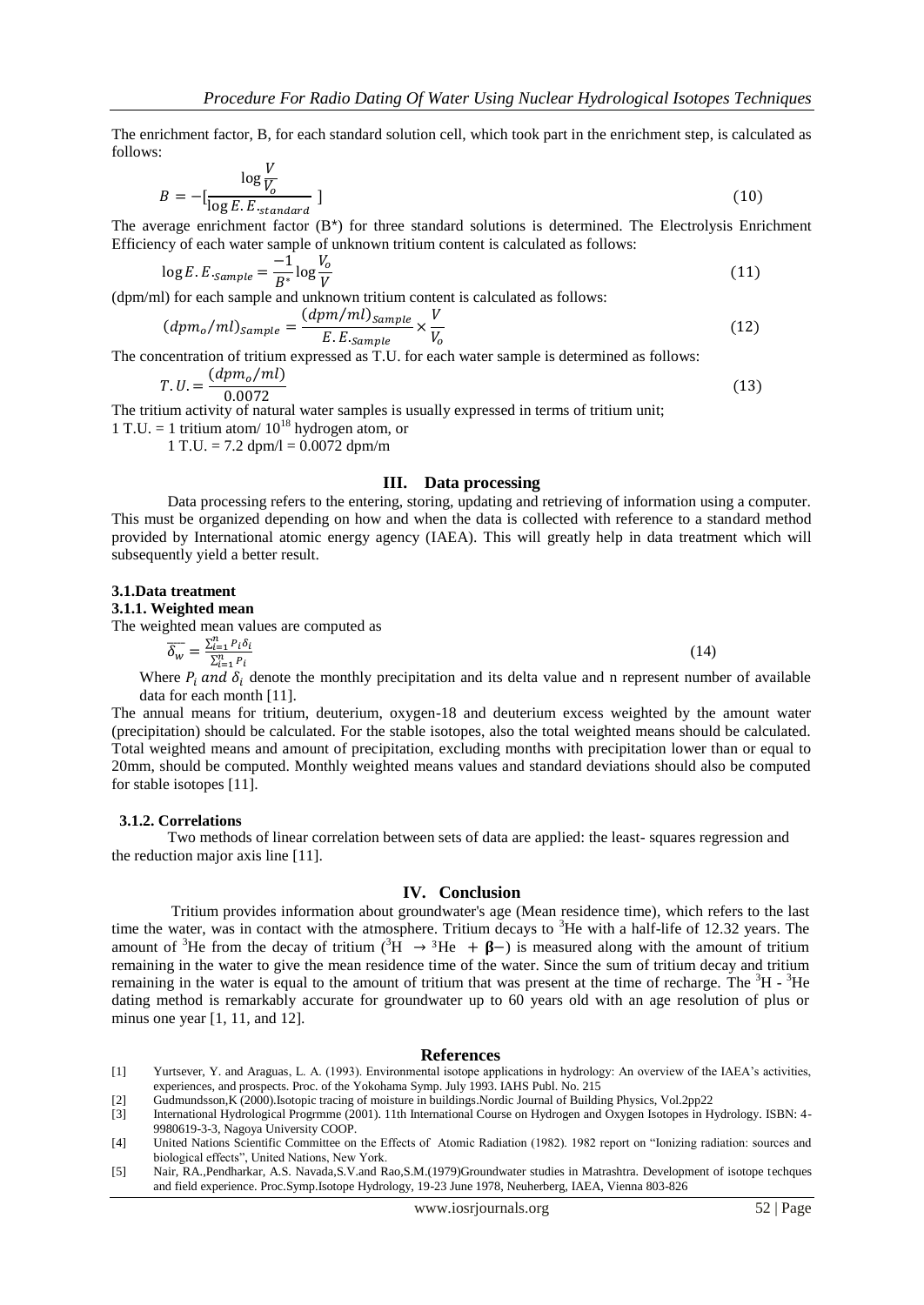The enrichment factor, B, for each standard solution cell, which took part in the enrichment step, is calculated as follows:

$$B = -[\frac{\log \frac{V}{V_o}}{\log E.E._{standard}}] \tag{10}$$

The average enrichment factor (B*) for three standard solutions is determined. The Electrolysis Enrichment Efficiency of each water sample of unknown tritium content is calculated as follows:

$$\log E.E._{Sample} = \frac{-1}{B^*} \log \frac{V_o}{V} \tag{11}$$

(dpm/ml) for each sample and unknown tritium content is calculated as follows:

$$(dpm_o/ml)_{Sample} = \frac{(dpm/ml)_{Sample}}{E.E._{Sample}} \times \frac{V}{V_o} \tag{12}$$

The concentration of tritium expressed as T.U. for each water sample is determined as follows:

$$T.U. = \frac{(dpm_o/ml)}{0.0072} \tag{13}$$

The tritium activity of natural water samples is usually expressed in terms of tritium unit;

1 T.U. = 1 tritium atom/ $10^{18}$ hydrogen atom, or

1 T.U. = 7.2 dpm/l = 0.0072 dpm/m

## III. Data processing

Data processing refers to the entering, storing, updating and retrieving of information using a computer. This must be organized depending on how and when the data is collected with reference to a standard method provided by International atomic energy agency (IAEA). This will greatly help in data treatment which will subsequently yield a better result.

### 3.1.Data treatment

#### 3.1.1. Weighted mean

The weighted mean values are computed as

$$\overline{\delta_w} = \frac{\sum_{i=1}^{n} P_i \delta_i}{\sum_{i=1}^{n} P_i} \tag{14}$$

Where $P_i$ and $\delta_i$ denote the monthly precipitation and its delta value and n represent number of available data for each month [11].

The annual means for tritium, deuterium, oxygen-18 and deuterium excess weighted by the amount water (precipitation) should be calculated. For the stable isotopes, also the total weighted means should be calculated. Total weighted means and amount of precipitation, excluding months with precipitation lower than or equal to 20mm, should be computed. Monthly weighted means values and standard deviations should also be computed for stable isotopes [11].

#### 3.1.2. Correlations

Two methods of linear correlation between sets of data are applied: the least- squares regression and the reduction major axis line [11].

## IV. Conclusion

Tritium provides information about groundwater's age (Mean residence time), which refers to the last time the water, was in contact with the atmosphere. Tritium decays to $^3$He with a half-life of 12.32 years. The amount of $^3$He from the decay of tritium ($^3$H $\rightarrow$ $^3$He $+ \beta-$) is measured along with the amount of tritium remaining in the water to give the mean residence time of the water. Since the sum of tritium decay and tritium remaining in the water is equal to the amount of tritium that was present at the time of recharge. The $^3$H - $^3$He dating method is remarkably accurate for groundwater up to 60 years old with an age resolution of plus or minus one year [1, 11, and 12].

## References

[1] Yurtsever, Y. and Araguas, L. A. (1993). Environmental isotope applications in hydrology: An overview of the IAEA's activities, experiences, and prospects. Proc. of the Yokohama Symp. July 1993. IAHS Publ. No. 215

[2] Gudmundsson,K (2000).Isotopic tracing of moisture in buildings.Nordic Journal of Building Physics, Vol.2pp22

[3] International Hydrological Progrmme (2001). 11th International Course on Hydrogen and Oxygen Isotopes in Hydrology. ISBN: 4-9980619-3-3, Nagoya University COOP.

[4] United Nations Scientific Committee on the Effects of Atomic Radiation (1982). 1982 report on "Ionizing radiation: sources and biological effects", United Nations, New York.

[5] Nair, RA.,Pendharkar, A.S. Navada,S.V.and Rao,S.M.(1979)Groundwater studies in Matrashtra. Development of isotope techques and field experience. Proc.Symp.Isotope Hydrology, 19-23 June 1978, Neuherberg, IAEA, Vienna 803-826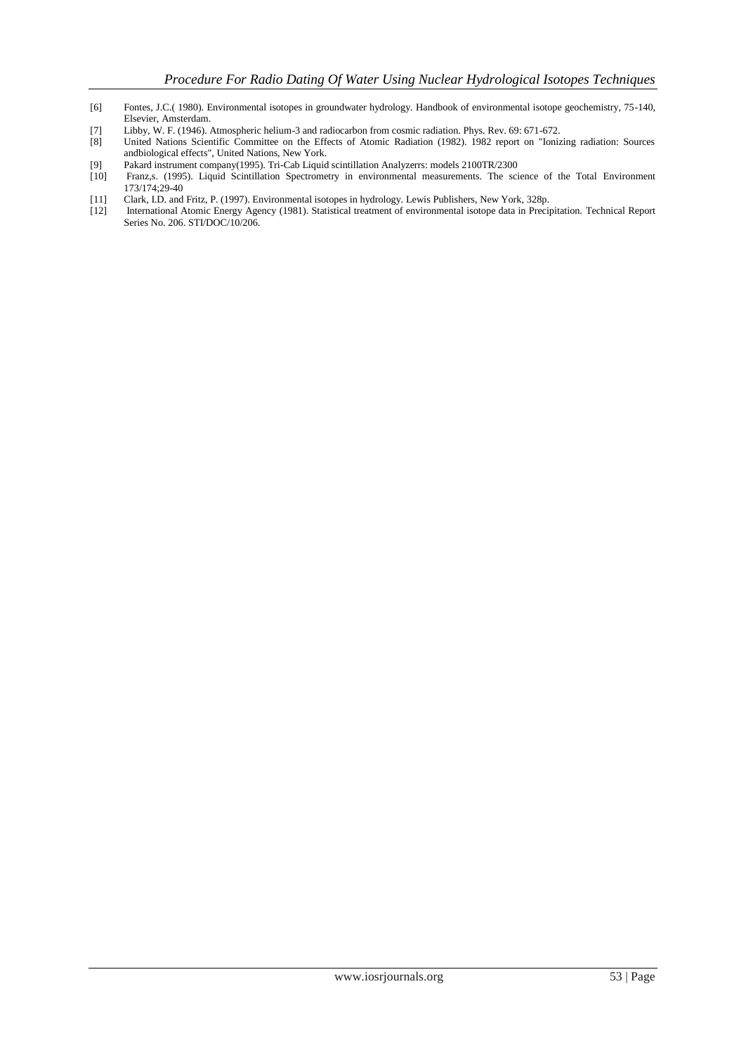[6] Fontes, J.C.( 1980). Environmental isotopes in groundwater hydrology. Handbook of environmental isotope geochemistry, 75-140, Elsevier, Amsterdam.

[7] Libby, W. F. (1946). Atmospheric helium-3 and radiocarbon from cosmic radiation. Phys. Rev. 69: 671-672.

[8] United Nations Scientific Committee on the Effects of Atomic Radiation (1982). 1982 report on "Ionizing radiation: Sources andbiological effects", United Nations, New York.

[9] Pakard instrument company(1995). Tri-Cab Liquid scintillation Analyzerrs: models 2100TR/2300

[10] Franz,s. (1995). Liquid Scintillation Spectrometry in environmental measurements. The science of the Total Environment 173/174;29-40

[11] Clark, I.D. and Fritz, P. (1997). Environmental isotopes in hydrology. Lewis Publishers, New York, 328p.

[12] International Atomic Energy Agency (1981). Statistical treatment of environmental isotope data in Precipitation. Technical Report Series No. 206. STI/DOC/10/206.